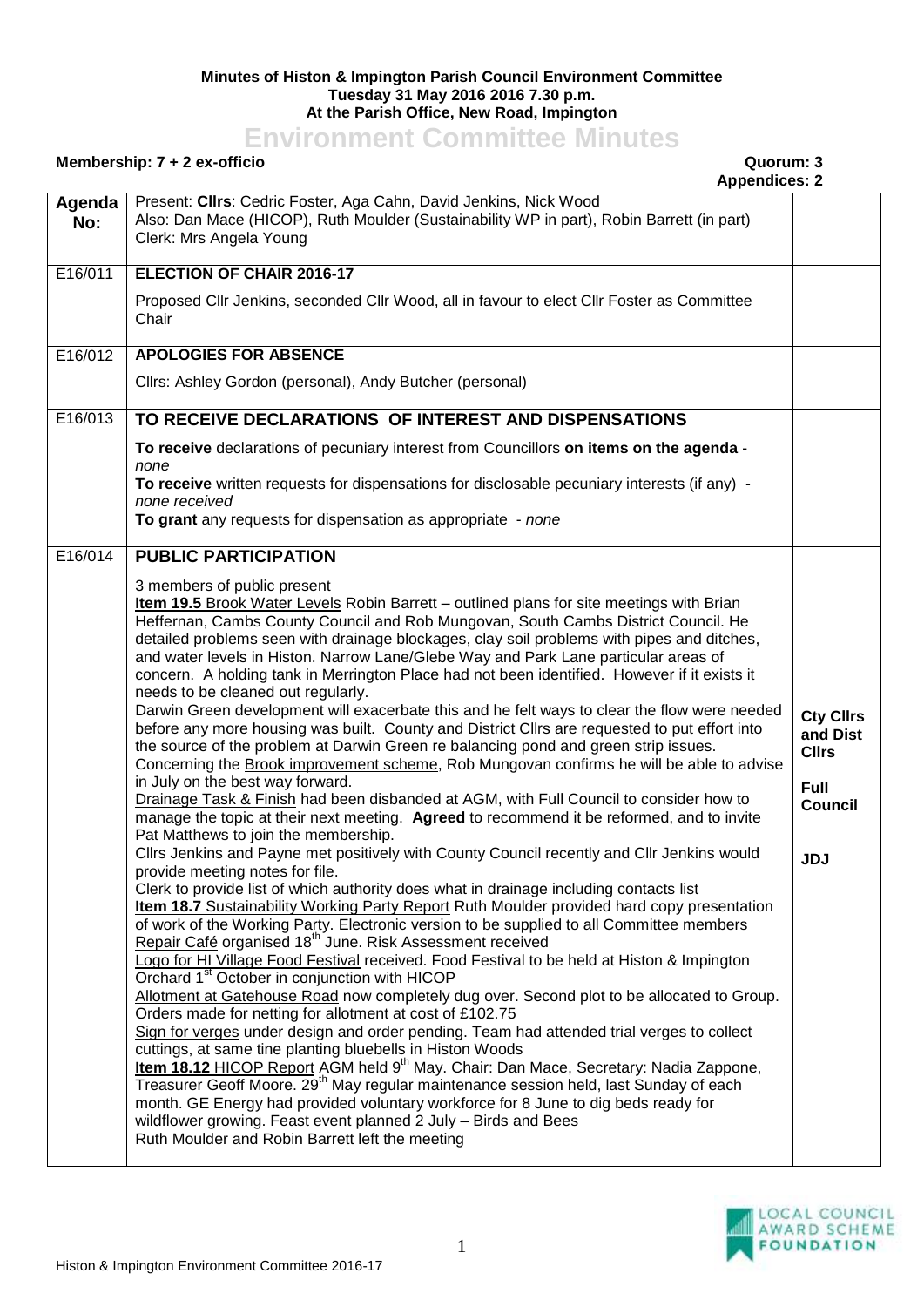**Minutes of Histon & Impington Parish Council Environment Committee**
**Tuesday 31 May 2016 2016 7.30 p.m.**
**At the Parish Office, New Road, Impington**

# Environment Committee Minutes

**Membership: 7 + 2 ex-officio** **Quorum: 3**
**Appendices: 2**

| Agenda No: | | |
|---|---|---|
| | Present: **Cllrs**: Cedric Foster, Aga Cahn, David Jenkins, Nick Wood<br>Also: Dan Mace (HICOP), Ruth Moulder (Sustainability WP in part), Robin Barrett (in part)<br>Clerk: Mrs Angela Young | |
| E16/011 | **ELECTION OF CHAIR 2016-17**<br><br>Proposed Cllr Jenkins, seconded Cllr Wood, all in favour to elect Cllr Foster as Committee Chair | |
| E16/012 | **APOLOGIES FOR ABSENCE**<br><br>Cllrs: Ashley Gordon (personal), Andy Butcher (personal) | |
| E16/013 | **TO RECEIVE DECLARATIONS OF INTEREST AND DISPENSATIONS**<br><br>**To receive** declarations of pecuniary interest from Councillors **on items on the agenda** - *none*<br>**To receive** written requests for dispensations for disclosable pecuniary interests (if any) - *none received*<br>**To grant** any requests for dispensation as appropriate - *none* | |
| E16/014 | **PUBLIC PARTICIPATION**<br><br>3 members of public present<br>**Item 19.5** Brook Water Levels Robin Barrett – outlined plans for site meetings with Brian Heffernan, Cambs County Council and Rob Mungovan, South Cambs District Council. He detailed problems seen with drainage blockages, clay soil problems with pipes and ditches, and water levels in Histon. Narrow Lane/Glebe Way and Park Lane particular areas of concern. A holding tank in Merrington Place had not been identified. However if it exists it needs to be cleaned out regularly.<br>Darwin Green development will exacerbate this and he felt ways to clear the flow were needed before any more housing was built. County and District Cllrs are requested to put effort into the source of the problem at Darwin Green re balancing pond and green strip issues.<br>Concerning the Brook improvement scheme, Rob Mungovan confirms he will be able to advise in July on the best way forward.<br>Drainage Task & Finish had been disbanded at AGM, with Full Council to consider how to manage the topic at their next meeting. **Agreed** to recommend it be reformed, and to invite Pat Matthews to join the membership.<br>Cllrs Jenkins and Payne met positively with County Council recently and Cllr Jenkins would provide meeting notes for file.<br>Clerk to provide list of which authority does what in drainage including contacts list<br>**Item 18.7** Sustainability Working Party Report Ruth Moulder provided hard copy presentation of work of the Working Party. Electronic version to be supplied to all Committee members<br>Repair Café organised 18th June. Risk Assessment received<br>Logo for HI Village Food Festival received. Food Festival to be held at Histon & Impington Orchard 1st October in conjunction with HICOP<br>Allotment at Gatehouse Road now completely dug over. Second plot to be allocated to Group. Orders made for netting for allotment at cost of £102.75<br>Sign for verges under design and order pending. Team had attended trial verges to collect cuttings, at same tine planting bluebells in Histon Woods<br>**Item 18.12** HICOP Report AGM held 9th May. Chair: Dan Mace, Secretary: Nadia Zappone, Treasurer Geoff Moore. 29th May regular maintenance session held, last Sunday of each month. GE Energy had provided voluntary workforce for 8 June to dig beds ready for wildflower growing. Feast event planned 2 July – Birds and Bees<br>Ruth Moulder and Robin Barrett left the meeting | **Cty Cllrs and Dist Cllrs**<br><br>**Full Council**<br><br>**JDJ** |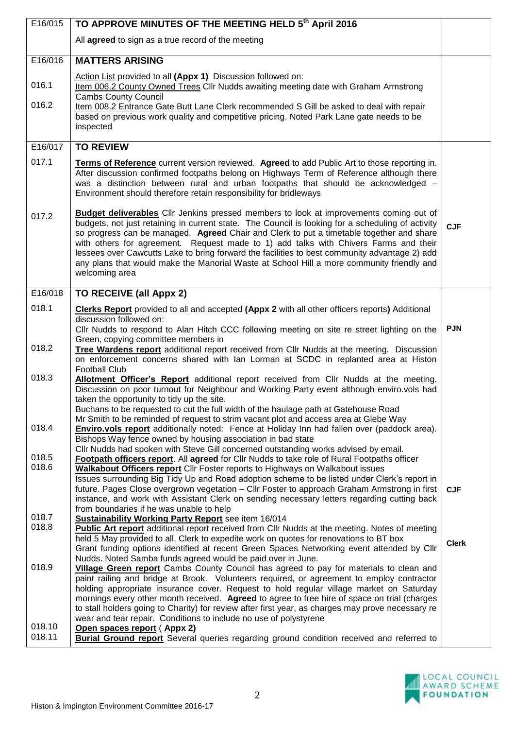| | | |
|---|---|---|
| E16/015 | **TO APPROVE MINUTES OF THE MEETING HELD 5th April 2016** | |
| | All **agreed** to sign as a true record of the meeting | |
| E16/016 | **MATTERS ARISING** | |
| | Action List provided to all **(Appx 1)** Discussion followed on: | |
| 016.1 | Item 006.2 County Owned Trees Cllr Nudds awaiting meeting date with Graham Armstrong Cambs County Council | |
| 016.2 | Item 008.2 Entrance Gate Butt Lane Clerk recommended S Gill be asked to deal with repair based on previous work quality and competitive pricing. Noted Park Lane gate needs to be inspected | |
| E16/017 | **TO REVIEW** | |
| 017.1 | **Terms of Reference** current version reviewed. **Agreed** to add Public Art to those reporting in. After discussion confirmed footpaths belong on Highways Term of Reference although there was a distinction between rural and urban footpaths that should be acknowledged – Environment should therefore retain responsibility for bridleways | |
| 017.2 | **Budget deliverables** Cllr Jenkins pressed members to look at improvements coming out of budgets, not just retaining in current state. The Council is looking for a scheduling of activity so progress can be managed. **Agreed** Chair and Clerk to put a timetable together and share with others for agreement. Request made to 1) add talks with Chivers Farms and their lessees over Cawcutts Lake to bring forward the facilities to best community advantage 2) add any plans that would make the Manorial Waste at School Hill a more community friendly and welcoming area | **CJF** |
| E16/018 | **TO RECEIVE (all Appx 2)** | |
| 018.1 | **Clerks Report** provided to all and accepted **(Appx 2** with all other officers reports**)** Additional discussion followed on:<br>Cllr Nudds to respond to Alan Hitch CCC following meeting on site re street lighting on the Green, copying committee members in | **PJN** |
| 018.2 | **Tree Wardens report** additional report received from Cllr Nudds at the meeting. Discussion on enforcement concerns shared with Ian Lorman at SCDC in replanted area at Histon Football Club | |
| 018.3 | **Allotment Officer's Report** additional report received from Cllr Nudds at the meeting. Discussion on poor turnout for Neighbour and Working Party event although enviro.vols had taken the opportunity to tidy up the site.<br>Buchans to be requested to cut the full width of the haulage path at Gatehouse Road<br>Mr Smith to be reminded of request to strim vacant plot and access area at Glebe Way | |
| 018.4 | **Enviro.vols report** additionally noted: Fence at Holiday Inn had fallen over (paddock area). Bishops Way fence owned by housing association in bad state<br>Cllr Nudds had spoken with Steve Gill concerned outstanding works advised by email. | |
| 018.5 | **Footpath officers report**. All **agreed** for Cllr Nudds to take role of Rural Footpaths officer | |
| 018.6 | **Walkabout Officers report** Cllr Foster reports to Highways on Walkabout issues<br>Issues surrounding Big Tidy Up and Road adoption scheme to be listed under Clerk's report in future. Pages Close overgrown vegetation – Cllr Foster to approach Graham Armstrong in first instance, and work with Assistant Clerk on sending necessary letters regarding cutting back from boundaries if he was unable to help | **CJF** |
| 018.7 | **Sustainability Working Party Report** see item 16/014 | |
| 018.8 | **Public Art report** additional report received from Cllr Nudds at the meeting. Notes of meeting held 5 May provided to all. Clerk to expedite work on quotes for renovations to BT box<br>Grant funding options identified at recent Green Spaces Networking event attended by Cllr Nudds. Noted Samba funds agreed would be paid over in June. | **Clerk** |
| 018.9 | **Village Green report** Cambs County Council has agreed to pay for materials to clean and paint railing and bridge at Brook. Volunteers required, or agreement to employ contractor holding appropriate insurance cover. Request to hold regular village market on Saturday mornings every other month received. **Agreed** to agree to free hire of space on trial (charges to stall holders going to Charity) for review after first year, as charges may prove necessary re wear and tear repair. Conditions to include no use of polystyrene | |
| 018.10 | **Open spaces report** ( **Appx 2)** | |
| 018.11 | **Burial Ground report** Several queries regarding ground condition received and referred to | |

Histon & Impington Environment Committee 2016-17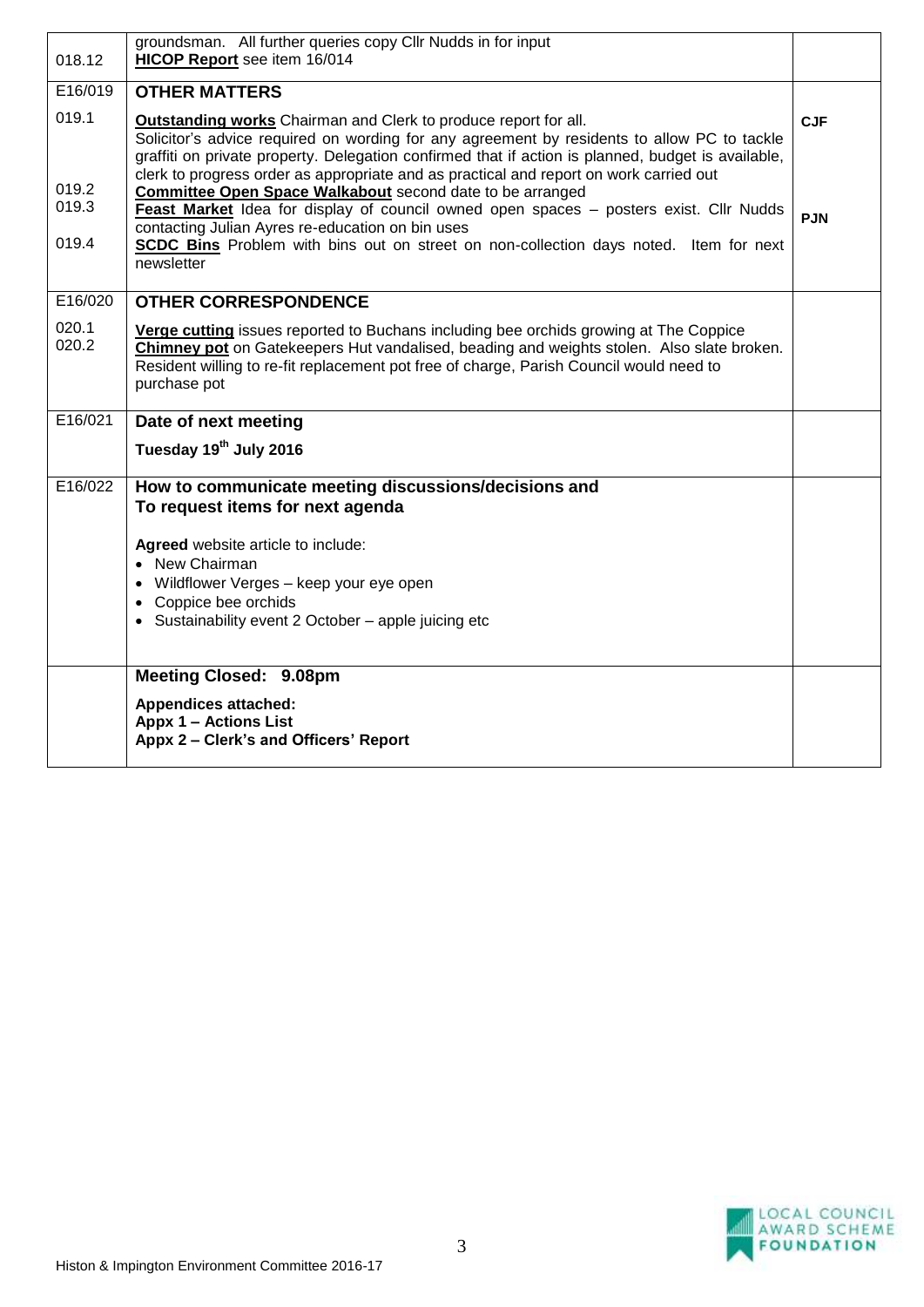| | | |
|---|---|---|
| 018.12 | groundsman. All further queries copy Cllr Nudds in for input<br>**HICOP Report** see item 16/014 | |
| E16/019 | **OTHER MATTERS** | |
| 019.1 | **Outstanding works** Chairman and Clerk to produce report for all.<br>Solicitor's advice required on wording for any agreement by residents to allow PC to tackle graffiti on private property. Delegation confirmed that if action is planned, budget is available, clerk to progress order as appropriate and as practical and report on work carried out | **CJF** |
| 019.2 | **Committee Open Space Walkabout** second date to be arranged | |
| 019.3 | **Feast Market** Idea for display of council owned open spaces – posters exist. Cllr Nudds contacting Julian Ayres re-education on bin uses | **PJN** |
| 019.4 | **SCDC Bins** Problem with bins out on street on non-collection days noted. Item for next newsletter | |
| E16/020 | **OTHER CORRESPONDENCE** | |
| 020.1 | **Verge cutting** issues reported to Buchans including bee orchids growing at The Coppice | |
| 020.2 | **Chimney pot** on Gatekeepers Hut vandalised, beading and weights stolen. Also slate broken. Resident willing to re-fit replacement pot free of charge, Parish Council would need to purchase pot | |
| E16/021 | **Date of next meeting**<br>**Tuesday 19th July 2016** | |
| E16/022 | **How to communicate meeting discussions/decisions and To request items for next agenda**<br><br>**Agreed** website article to include:<br>• New Chairman<br>• Wildflower Verges – keep your eye open<br>• Coppice bee orchids<br>• Sustainability event 2 October – apple juicing etc | |
| | **Meeting Closed: 9.08pm**<br><br>**Appendices attached:**<br>**Appx 1 – Actions List**<br>**Appx 2 – Clerk's and Officers' Report** | |